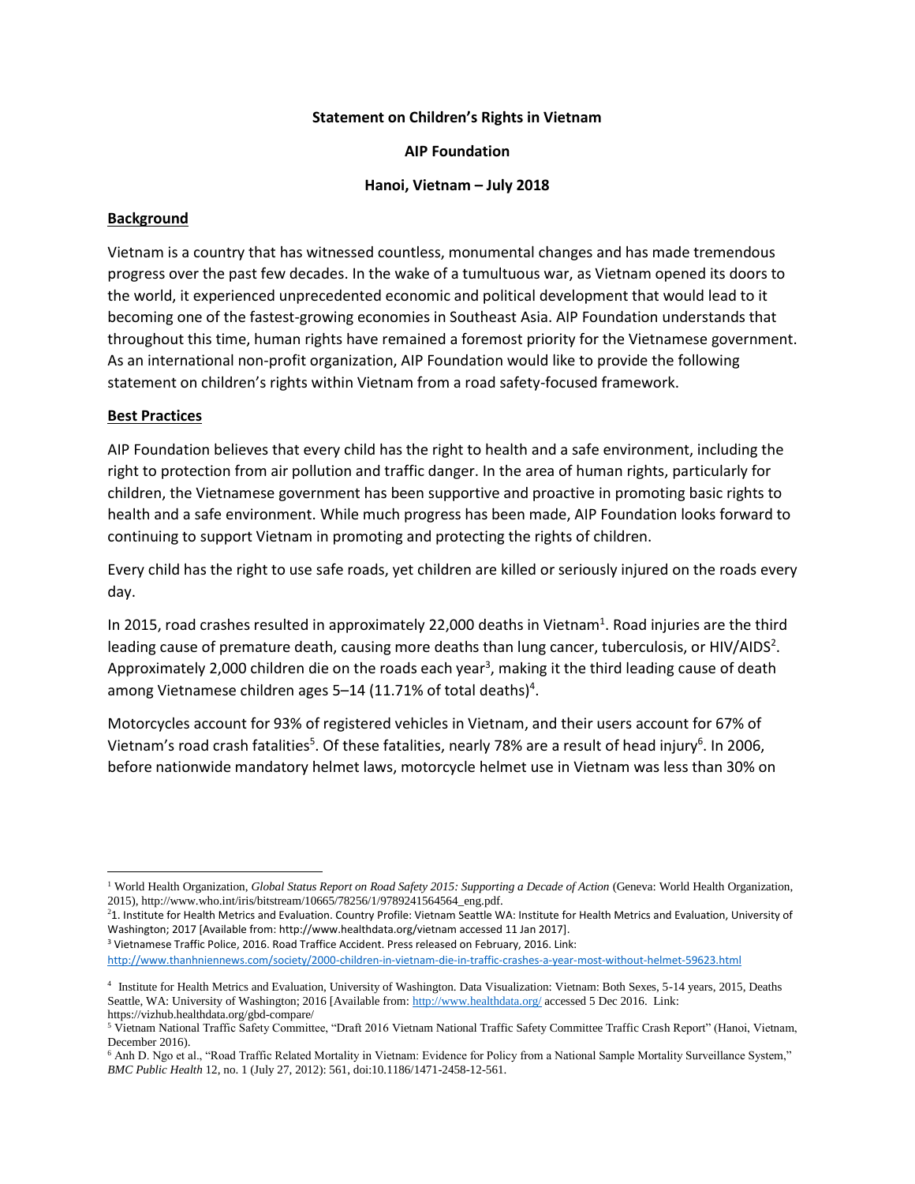**Statement on Children's Rights in Vietnam**

**AIP Foundation**

**Hanoi, Vietnam – July 2018**

## Background

Vietnam is a country that has witnessed countless, monumental changes and has made tremendous progress over the past few decades. In the wake of a tumultuous war, as Vietnam opened its doors to the world, it experienced unprecedented economic and political development that would lead to it becoming one of the fastest-growing economies in Southeast Asia. AIP Foundation understands that throughout this time, human rights have remained a foremost priority for the Vietnamese government. As an international non-profit organization, AIP Foundation would like to provide the following statement on children's rights within Vietnam from a road safety-focused framework.

## Best Practices

AIP Foundation believes that every child has the right to health and a safe environment, including the right to protection from air pollution and traffic danger. In the area of human rights, particularly for children, the Vietnamese government has been supportive and proactive in promoting basic rights to health and a safe environment. While much progress has been made, AIP Foundation looks forward to continuing to support Vietnam in promoting and protecting the rights of children.

Every child has the right to use safe roads, yet children are killed or seriously injured on the roads every day.

In 2015, road crashes resulted in approximately 22,000 deaths in Vietnam[1]. Road injuries are the third leading cause of premature death, causing more deaths than lung cancer, tuberculosis, or HIV/AIDS[2]. Approximately 2,000 children die on the roads each year[3], making it the third leading cause of death among Vietnamese children ages 5–14 (11.71% of total deaths)[4].

Motorcycles account for 93% of registered vehicles in Vietnam, and their users account for 67% of Vietnam's road crash fatalities[5]. Of these fatalities, nearly 78% are a result of head injury[6]. In 2006, before nationwide mandatory helmet laws, motorcycle helmet use in Vietnam was less than 30% on

---

[1] World Health Organization, *Global Status Report on Road Safety 2015: Supporting a Decade of Action* (Geneva: World Health Organization, 2015), http://www.who.int/iris/bitstream/10665/78256/1/9789241564564_eng.pdf.

[2] 1. Institute for Health Metrics and Evaluation. Country Profile: Vietnam Seattle WA: Institute for Health Metrics and Evaluation, University of Washington; 2017 [Available from: http://www.healthdata.org/vietnam accessed 11 Jan 2017].

[3] Vietnamese Traffic Police, 2016. Road Traffice Accident. Press released on February, 2016. Link: http://www.thanhniennews.com/society/2000-children-in-vietnam-die-in-traffic-crashes-a-year-most-without-helmet-59623.html

[4] Institute for Health Metrics and Evaluation, University of Washington. Data Visualization: Vietnam: Both Sexes, 5-14 years, 2015, Deaths Seattle, WA: University of Washington; 2016 [Available from: http://www.healthdata.org/ accessed 5 Dec 2016. Link: https://vizhub.healthdata.org/gbd-compare/

[5] Vietnam National Traffic Safety Committee, "Draft 2016 Vietnam National Traffic Safety Committee Traffic Crash Report" (Hanoi, Vietnam, December 2016).

[6] Anh D. Ngo et al., "Road Traffic Related Mortality in Vietnam: Evidence for Policy from a National Sample Mortality Surveillance System," *BMC Public Health* 12, no. 1 (July 27, 2012): 561, doi:10.1186/1471-2458-12-561.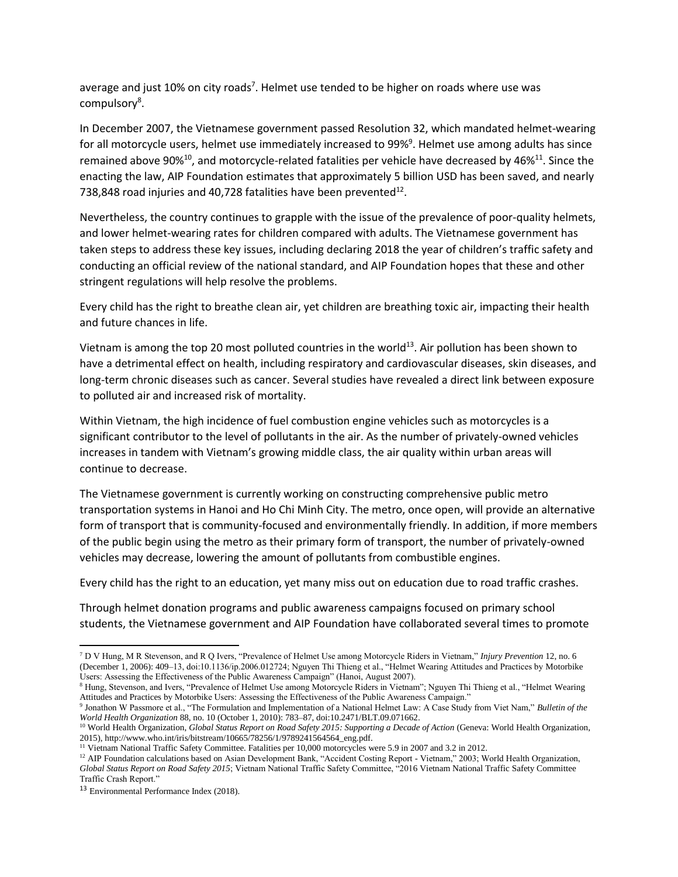average and just 10% on city roads[7]. Helmet use tended to be higher on roads where use was compulsory[8].

In December 2007, the Vietnamese government passed Resolution 32, which mandated helmet-wearing for all motorcycle users, helmet use immediately increased to 99%[9]. Helmet use among adults has since remained above 90%[10], and motorcycle-related fatalities per vehicle have decreased by 46%[11]. Since the enacting the law, AIP Foundation estimates that approximately 5 billion USD has been saved, and nearly 738,848 road injuries and 40,728 fatalities have been prevented[12].

Nevertheless, the country continues to grapple with the issue of the prevalence of poor-quality helmets, and lower helmet-wearing rates for children compared with adults. The Vietnamese government has taken steps to address these key issues, including declaring 2018 the year of children's traffic safety and conducting an official review of the national standard, and AIP Foundation hopes that these and other stringent regulations will help resolve the problems.

Every child has the right to breathe clean air, yet children are breathing toxic air, impacting their health and future chances in life.

Vietnam is among the top 20 most polluted countries in the world[13]. Air pollution has been shown to have a detrimental effect on health, including respiratory and cardiovascular diseases, skin diseases, and long-term chronic diseases such as cancer. Several studies have revealed a direct link between exposure to polluted air and increased risk of mortality.

Within Vietnam, the high incidence of fuel combustion engine vehicles such as motorcycles is a significant contributor to the level of pollutants in the air. As the number of privately-owned vehicles increases in tandem with Vietnam's growing middle class, the air quality within urban areas will continue to decrease.

The Vietnamese government is currently working on constructing comprehensive public metro transportation systems in Hanoi and Ho Chi Minh City. The metro, once open, will provide an alternative form of transport that is community-focused and environmentally friendly. In addition, if more members of the public begin using the metro as their primary form of transport, the number of privately-owned vehicles may decrease, lowering the amount of pollutants from combustible engines.

Every child has the right to an education, yet many miss out on education due to road traffic crashes.

Through helmet donation programs and public awareness campaigns focused on primary school students, the Vietnamese government and AIP Foundation have collaborated several times to promote

---

[7] D V Hung, M R Stevenson, and R Q Ivers, "Prevalence of Helmet Use among Motorcycle Riders in Vietnam," *Injury Prevention* 12, no. 6 (December 1, 2006): 409–13, doi:10.1136/ip.2006.012724; Nguyen Thi Thieng et al., "Helmet Wearing Attitudes and Practices by Motorbike Users: Assessing the Effectiveness of the Public Awareness Campaign" (Hanoi, August 2007).

[8] Hung, Stevenson, and Ivers, "Prevalence of Helmet Use among Motorcycle Riders in Vietnam"; Nguyen Thi Thieng et al., "Helmet Wearing Attitudes and Practices by Motorbike Users: Assessing the Effectiveness of the Public Awareness Campaign."

[9] Jonathon W Passmore et al., "The Formulation and Implementation of a National Helmet Law: A Case Study from Viet Nam," *Bulletin of the World Health Organization* 88, no. 10 (October 1, 2010): 783–87, doi:10.2471/BLT.09.071662.

[10] World Health Organization, *Global Status Report on Road Safety 2015: Supporting a Decade of Action* (Geneva: World Health Organization, 2015), http://www.who.int/iris/bitstream/10665/78256/1/9789241564564_eng.pdf.

[11] Vietnam National Traffic Safety Committee. Fatalities per 10,000 motorcycles were 5.9 in 2007 and 3.2 in 2012.

[12] AIP Foundation calculations based on Asian Development Bank, "Accident Costing Report - Vietnam," 2003; World Health Organization, *Global Status Report on Road Safety 2015*; Vietnam National Traffic Safety Committee, "2016 Vietnam National Traffic Safety Committee Traffic Crash Report."

[13] Environmental Performance Index (2018).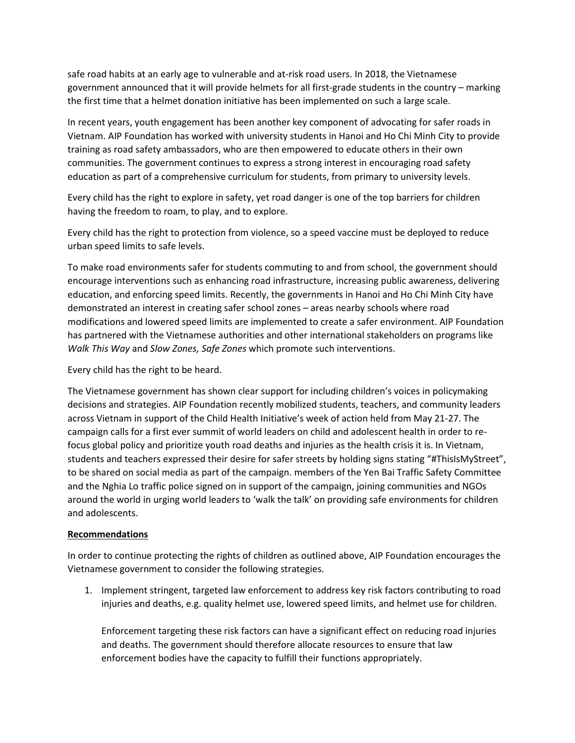safe road habits at an early age to vulnerable and at-risk road users. In 2018, the Vietnamese government announced that it will provide helmets for all first-grade students in the country – marking the first time that a helmet donation initiative has been implemented on such a large scale.

In recent years, youth engagement has been another key component of advocating for safer roads in Vietnam. AIP Foundation has worked with university students in Hanoi and Ho Chi Minh City to provide training as road safety ambassadors, who are then empowered to educate others in their own communities. The government continues to express a strong interest in encouraging road safety education as part of a comprehensive curriculum for students, from primary to university levels.

Every child has the right to explore in safety, yet road danger is one of the top barriers for children having the freedom to roam, to play, and to explore.

Every child has the right to protection from violence, so a speed vaccine must be deployed to reduce urban speed limits to safe levels.

To make road environments safer for students commuting to and from school, the government should encourage interventions such as enhancing road infrastructure, increasing public awareness, delivering education, and enforcing speed limits. Recently, the governments in Hanoi and Ho Chi Minh City have demonstrated an interest in creating safer school zones – areas nearby schools where road modifications and lowered speed limits are implemented to create a safer environment. AIP Foundation has partnered with the Vietnamese authorities and other international stakeholders on programs like *Walk This Way* and *Slow Zones, Safe Zones* which promote such interventions.

Every child has the right to be heard.

The Vietnamese government has shown clear support for including children's voices in policymaking decisions and strategies. AIP Foundation recently mobilized students, teachers, and community leaders across Vietnam in support of the Child Health Initiative's week of action held from May 21-27. The campaign calls for a first ever summit of world leaders on child and adolescent health in order to re-focus global policy and prioritize youth road deaths and injuries as the health crisis it is. In Vietnam, students and teachers expressed their desire for safer streets by holding signs stating "#ThisIsMyStreet", to be shared on social media as part of the campaign. members of the Yen Bai Traffic Safety Committee and the Nghia Lo traffic police signed on in support of the campaign, joining communities and NGOs around the world in urging world leaders to 'walk the talk' on providing safe environments for children and adolescents.

**Recommendations**

In order to continue protecting the rights of children as outlined above, AIP Foundation encourages the Vietnamese government to consider the following strategies.

1. Implement stringent, targeted law enforcement to address key risk factors contributing to road injuries and deaths, e.g. quality helmet use, lowered speed limits, and helmet use for children.

   Enforcement targeting these risk factors can have a significant effect on reducing road injuries and deaths. The government should therefore allocate resources to ensure that law enforcement bodies have the capacity to fulfill their functions appropriately.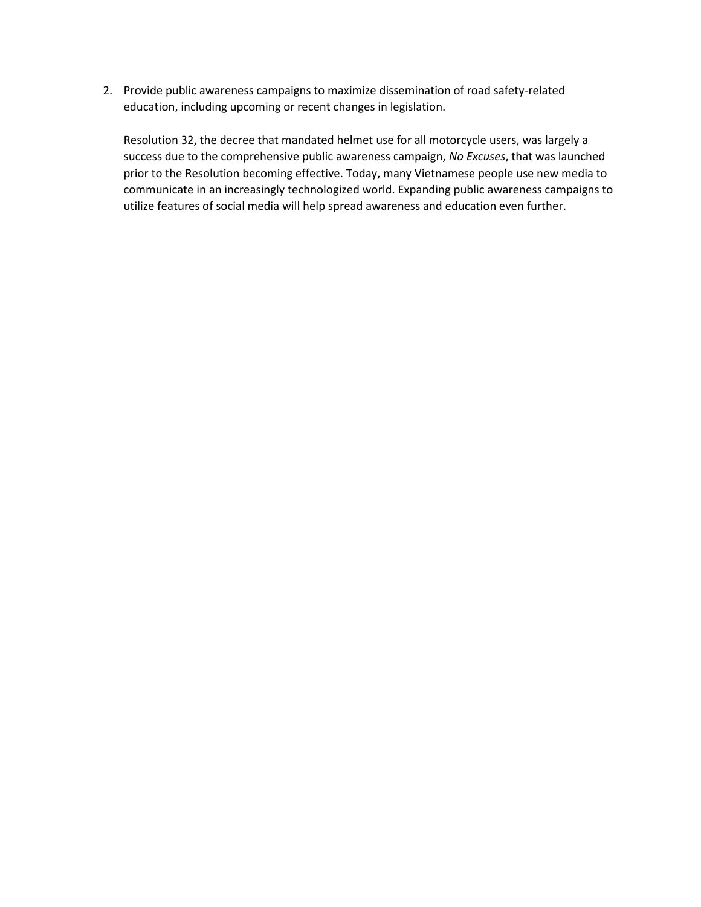2. Provide public awareness campaigns to maximize dissemination of road safety-related education, including upcoming or recent changes in legislation.

   Resolution 32, the decree that mandated helmet use for all motorcycle users, was largely a success due to the comprehensive public awareness campaign, *No Excuses*, that was launched prior to the Resolution becoming effective. Today, many Vietnamese people use new media to communicate in an increasingly technologized world. Expanding public awareness campaigns to utilize features of social media will help spread awareness and education even further.